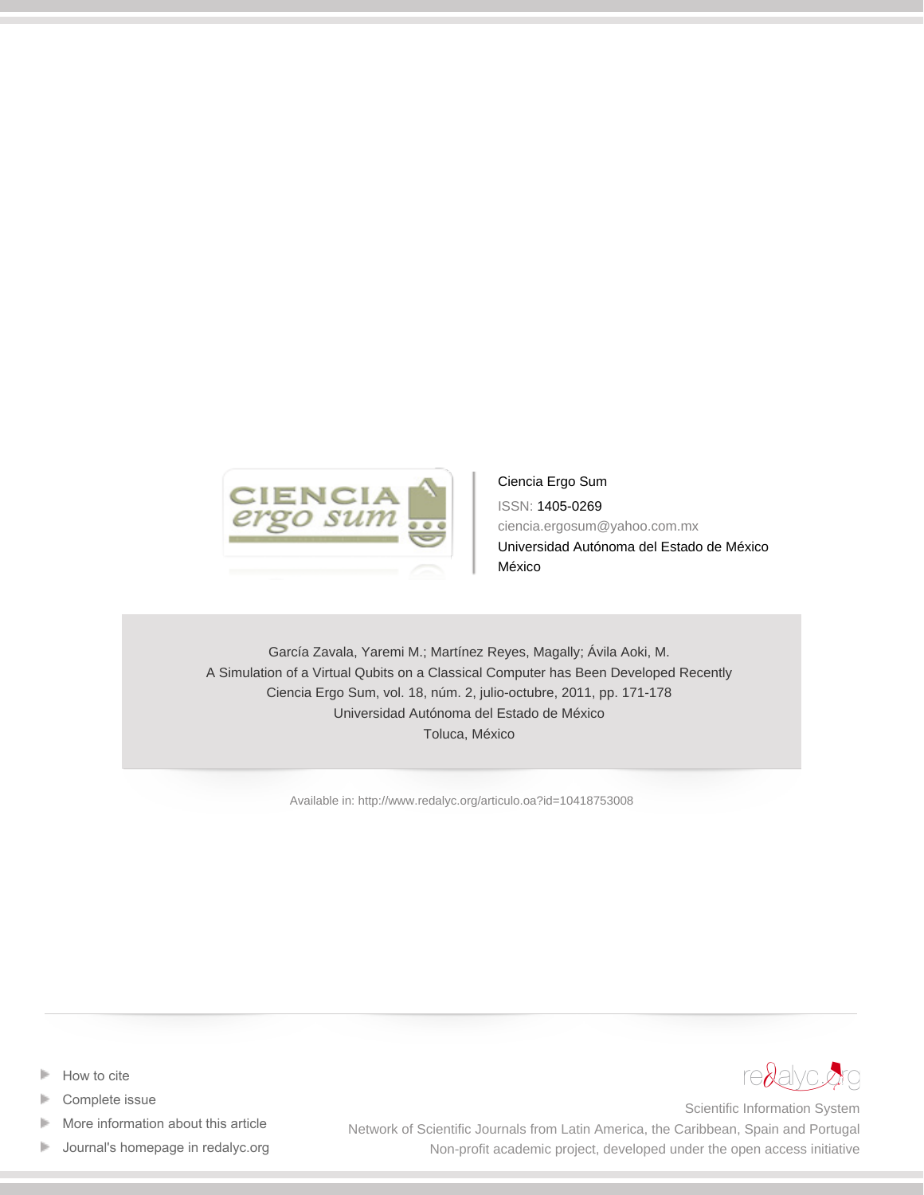Ciencia Ergo Sum

ISSN: 1405-0269

ciencia.ergosum@yahoo.com.mx

Universidad Autónoma del Estado de México

México

García Zavala, Yaremi M.; Martínez Reyes, Magally; Ávila Aoki, M.

A Simulation of a Virtual Qubits on a Classical Computer has Been Developed Recently

Ciencia Ergo Sum, vol. 18, núm. 2, julio-octubre, 2011, pp. 171-178

Universidad Autónoma del Estado de México

Toluca, México

Available in: http://www.redalyc.org/articulo.oa?id=10418753008

- How to cite
- Complete issue
- More information about this article
- Journal's homepage in redalyc.org

redalyc.org

Scientific Information System

Network of Scientific Journals from Latin America, the Caribbean, Spain and Portugal

Non-profit academic project, developed under the open access initiative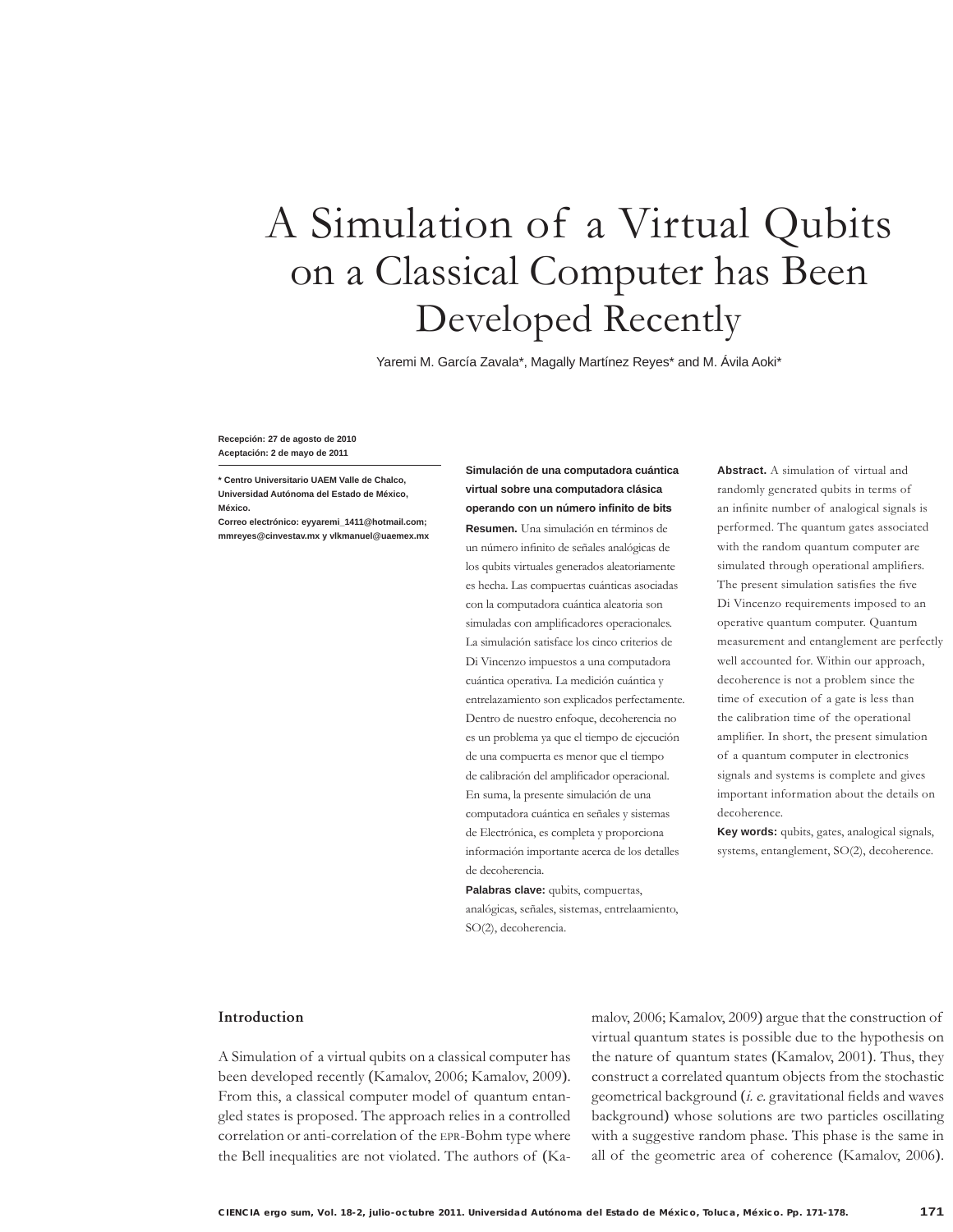# A Simulation of a Virtual Qubits on a Classical Computer has Been Developed Recently

Yaremi M. García Zavala*, Magally Martínez Reyes* and M. Ávila Aoki*

**Recepción: 27 de agosto de 2010**
**Aceptación: 2 de mayo de 2011**

**\* Centro Universitario UAEM Valle de Chalco, Universidad Autónoma del Estado de México, México.**
**Correo electrónico: eyyaremi_1411@hotmail.com; mmreyes@cinvestav.mx y vlkmanuel@uaemex.mx**

**Simulación de una computadora cuántica virtual sobre una computadora clásica operando con un número infinito de bits**

**Resumen.** Una simulación en términos de un número infinito de señales analógicas de los qubits virtuales generados aleatoriamente es hecha. Las compuertas cuánticas asociadas con la computadora cuántica aleatoria son simuladas con amplificadores operacionales. La simulación satisface los cinco criterios de Di Vincenzo impuestos a una computadora cuántica operativa. La medición cuántica y entrelazamiento son explicados perfectamente. Dentro de nuestro enfoque, decoherencia no es un problema ya que el tiempo de ejecución de una compuerta es menor que el tiempo de calibración del amplificador operacional. En suma, la presente simulación de una computadora cuántica en señales y sistemas de Electrónica, es completa y proporciona información importante acerca de los detalles de decoherencia.

**Palabras clave:** qubits, compuertas, analógicas, señales, sistemas, entrelaamiento, SO(2), decoherencia.

**Abstract.** A simulation of virtual and randomly generated qubits in terms of an infinite number of analogical signals is performed. The quantum gates associated with the random quantum computer are simulated through operational amplifiers. The present simulation satisfies the five Di Vincenzo requirements imposed to an operative quantum computer. Quantum measurement and entanglement are perfectly well accounted for. Within our approach, decoherence is not a problem since the time of execution of a gate is less than the calibration time of the operational amplifier. In short, the present simulation of a quantum computer in electronics signals and systems is complete and gives important information about the details on decoherence.

**Key words:** qubits, gates, analogical signals, systems, entanglement, SO(2), decoherence.

## Introduction

A Simulation of a virtual qubits on a classical computer has been developed recently (Kamalov, 2006; Kamalov, 2009). From this, a classical computer model of quantum entangled states is proposed. The approach relies in a controlled correlation or anti-correlation of the EPR-Bohm type where the Bell inequalities are not violated. The authors of (Kamalov, 2006; Kamalov, 2009) argue that the construction of virtual quantum states is possible due to the hypothesis on the nature of quantum states (Kamalov, 2001). Thus, they construct a correlated quantum objects from the stochastic geometrical background (*i. e.* gravitational fields and waves background) whose solutions are two particles oscillating with a suggestive random phase. This phase is the same in all of the geometric area of coherence (Kamalov, 2006).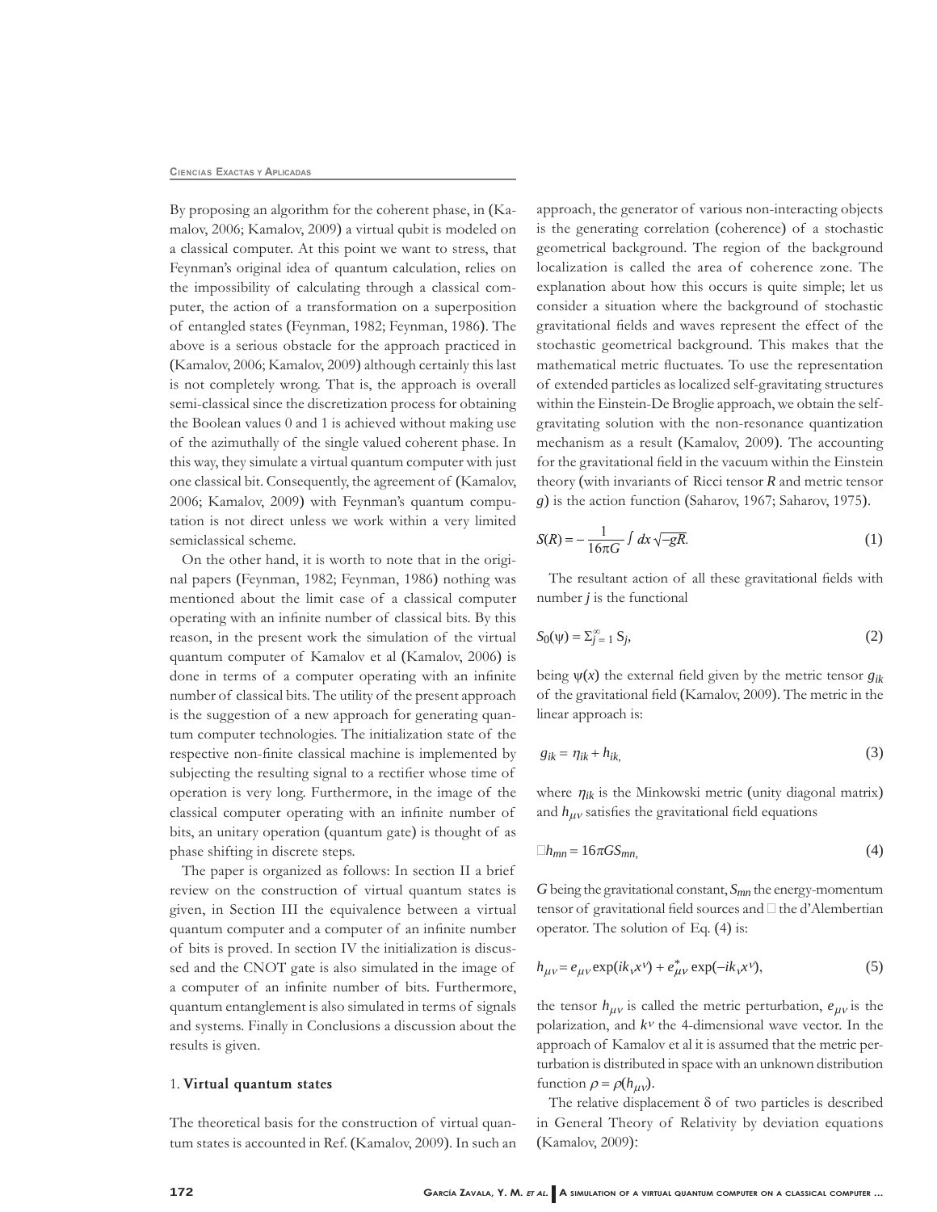By proposing an algorithm for the coherent phase, in (Kamalov, 2006; Kamalov, 2009) a virtual qubit is modeled on a classical computer. At this point we want to stress, that Feynman's original idea of quantum calculation, relies on the impossibility of calculating through a classical computer, the action of a transformation on a superposition of entangled states (Feynman, 1982; Feynman, 1986). The above is a serious obstacle for the approach practiced in (Kamalov, 2006; Kamalov, 2009) although certainly this last is not completely wrong. That is, the approach is overall semi-classical since the discretization process for obtaining the Boolean values 0 and 1 is achieved without making use of the azimuthally of the single valued coherent phase. In this way, they simulate a virtual quantum computer with just one classical bit. Consequently, the agreement of (Kamalov, 2006; Kamalov, 2009) with Feynman's quantum computation is not direct unless we work within a very limited semiclassical scheme.

On the other hand, it is worth to note that in the original papers (Feynman, 1982; Feynman, 1986) nothing was mentioned about the limit case of a classical computer operating with an infinite number of classical bits. By this reason, in the present work the simulation of the virtual quantum computer of Kamalov et al (Kamalov, 2006) is done in terms of a computer operating with an infinite number of classical bits. The utility of the present approach is the suggestion of a new approach for generating quantum computer technologies. The initialization state of the respective non-finite classical machine is implemented by subjecting the resulting signal to a rectifier whose time of operation is very long. Furthermore, in the image of the classical computer operating with an infinite number of bits, an unitary operation (quantum gate) is thought of as phase shifting in discrete steps.

The paper is organized as follows: In section II a brief review on the construction of virtual quantum states is given, in Section III the equivalence between a virtual quantum computer and a computer of an infinite number of bits is proved. In section IV the initialization is discussed and the CNOT gate is also simulated in the image of a computer of an infinite number of bits. Furthermore, quantum entanglement is also simulated in terms of signals and systems. Finally in Conclusions a discussion about the results is given.

## 1. Virtual quantum states

The theoretical basis for the construction of virtual quantum states is accounted in Ref. (Kamalov, 2009). In such an approach, the generator of various non-interacting objects is the generating correlation (coherence) of a stochastic geometrical background. The region of the background localization is called the area of coherence zone. The explanation about how this occurs is quite simple; let us consider a situation where the background of stochastic gravitational fields and waves represent the effect of the stochastic geometrical background. This makes that the mathematical metric fluctuates. To use the representation of extended particles as localized self-gravitating structures within the Einstein-De Broglie approach, we obtain the self-gravitating solution with the non-resonance quantization mechanism as a result (Kamalov, 2009). The accounting for the gravitational field in the vacuum within the Einstein theory (with invariants of Ricci tensor $R$ and metric tensor $g$) is the action function (Saharov, 1967; Saharov, 1975).

$$S(R) = -\frac{1}{16\pi G}\int dx\sqrt{-gR}. \tag{1}$$

The resultant action of all these gravitational fields with number $j$ is the functional

$$S_0(\psi) = \Sigma_{j=1}^{\infty} S_j, \tag{2}$$

being $\psi(x)$ the external field given by the metric tensor $g_{ik}$ of the gravitational field (Kamalov, 2009). The metric in the linear approach is:

$$g_{ik} = \eta_{ik} + h_{ik,} \tag{3}$$

where $\eta_{ik}$ is the Minkowski metric (unity diagonal matrix) and $h_{\mu\nu}$ satisfies the gravitational field equations

$$\Box h_{mn} = 16\pi G S_{mn,} \tag{4}$$

$G$ being the gravitational constant, $S_{mn}$ the energy-momentum tensor of gravitational field sources and $\Box$ the d'Alembertian operator. The solution of Eq. (4) is:

$$h_{\mu\nu} = e_{\mu\nu}\exp(ik_\nu x^\nu) + e^*_{\mu\nu}\exp(-ik_\nu x^\nu), \tag{5}$$

the tensor $h_{\mu\nu}$ is called the metric perturbation, $e_{\mu\nu}$ is the polarization, and $k^\nu$ the 4-dimensional wave vector. In the approach of Kamalov et al it is assumed that the metric perturbation is distributed in space with an unknown distribution function $\rho = \rho(h_{\mu\nu})$.

The relative displacement $\delta$ of two particles is described in General Theory of Relativity by deviation equations (Kamalov, 2009):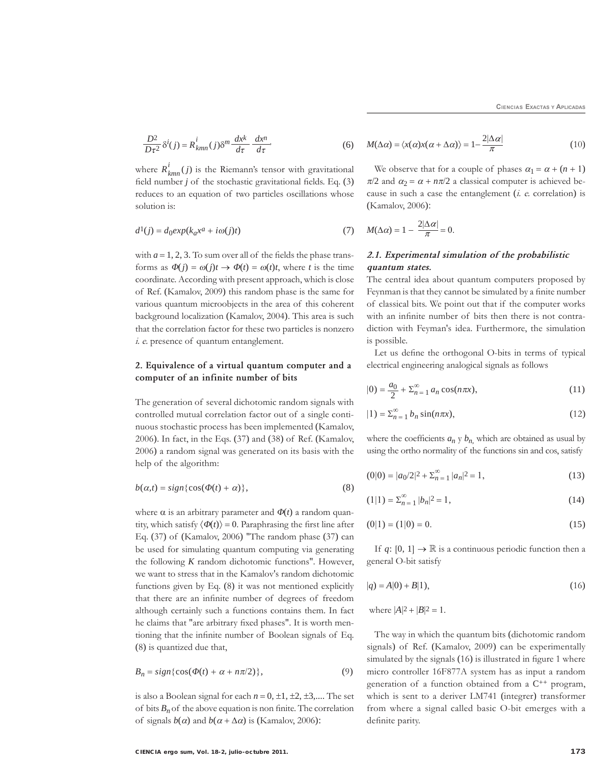$$\frac{D^2}{D\tau^2}\delta^i(j) = R^i_{kmn}(j)\delta^m \frac{dx^k}{d\tau}\frac{dx^n}{d\tau}, \tag{6}$$

where $R^i_{kmn}(j)$ is the Riemann's tensor with gravitational field number $j$ of the stochastic gravitational fields. Eq. (3) reduces to an equation of two particles oscillations whose solution is:

$$d^1(j) = d_0 exp(k_a x^a + i\omega(j)t) \tag{7}$$

with $a = 1, 2, 3$. To sum over all of the fields the phase transforms as $\Phi(j) = \omega(j)t \rightarrow \Phi(t) = \omega(t)t$, where $t$ is the time coordinate. According with present approach, which is close of Ref. (Kamalov, 2009) this random phase is the same for various quantum microobjects in the area of this coherent background localization (Kamalov, 2004). This area is such that the correlation factor for these two particles is nonzero *i. e.* presence of quantum entanglement.

## 2. Equivalence of a virtual quantum computer and a computer of an infinite number of bits

The generation of several dichotomic random signals with controlled mutual correlation factor out of a single continuous stochastic process has been implemented (Kamalov, 2006). In fact, in the Eqs. (37) and (38) of Ref. (Kamalov, 2006) a random signal was generated on its basis with the help of the algorithm:

$$b(\alpha,t) = sign\{\cos(\Phi(t) + \alpha)\}, \tag{8}$$

where $\alpha$ is an arbitrary parameter and $\Phi(t)$ a random quantity, which satisfy $\langle\Phi(t)\rangle = 0$. Paraphrasing the first line after Eq. (37) of (Kamalov, 2006) "The random phase (37) can be used for simulating quantum computing via generating the following $K$ random dichotomic functions". However, we want to stress that in the Kamalov's random dichotomic functions given by Eq. (8) it was not mentioned explicitly that there are an infinite number of degrees of freedom although certainly such a functions contains them. In fact he claims that "are arbitrary fixed phases". It is worth mentioning that the infinite number of Boolean signals of Eq. (8) is quantized due that,

$$B_n = sign\{\cos(\Phi(t) + \alpha + n\pi/2)\}, \tag{9}$$

is also a Boolean signal for each $n = 0, \pm1, \pm2, \pm3, \ldots$. The set of bits $B_n$ of the above equation is non finite. The correlation of signals $b(\alpha)$ and $b(\alpha + \Delta\alpha)$ is (Kamalov, 2006):

$$M(\Delta\alpha) = \langle x(\alpha)x(\alpha + \Delta\alpha)\rangle = 1 - \frac{2|\Delta\alpha|}{\pi} \tag{10}$$

We observe that for a couple of phases $\alpha_1 = \alpha + (n + 1)\pi/2$ and $\alpha_2 = \alpha + n\pi/2$ a classical computer is achieved because in such a case the entanglement (*i. e.* correlation) is (Kamalov, 2006):

$$M(\Delta\alpha) = 1 - \frac{2|\Delta\alpha|}{\pi} = 0.$$

### 2.1. Experimental simulation of the probabilistic quantum states.

The central idea about quantum computers proposed by Feynman is that they cannot be simulated by a finite number of classical bits. We point out that if the computer works with an infinite number of bits then there is not contradiction with Feyman's idea. Furthermore, the simulation is possible.

Let us define the orthogonal O-bits in terms of typical electrical engineering analogical signals as follows

$$|0) = \frac{a_0}{2} + \Sigma_{n=1}^{\infty} a_n \cos(n\pi x), \tag{11}$$

$$|1) = \Sigma_{n=1}^{\infty} b_n \sin(n\pi x), \tag{12}$$

where the coefficients $a_n$ y $b_n$, which are obtained as usual by using the ortho normality of the functions sin and cos, satisfy

$$(0|0) = |a_0/2|^2 + \Sigma_{n=1}^{\infty} |a_n|^2 = 1, \tag{13}$$

$$(1|1) = \Sigma_{n=1}^{\infty} |b_n|^2 = 1, \tag{14}$$

$$(0|1) = (1|0) = 0. \tag{15}$$

If $q$: $[0, 1] \rightarrow \mathbb{R}$ is a continuous periodic function then a general O-bit satisfy

$$|q) = A|0) + B|1), \tag{16}$$

where $|A|^2 + |B|^2 = 1$.

The way in which the quantum bits (dichotomic random signals) of Ref. (Kamalov, 2009) can be experimentally simulated by the signals (16) is illustrated in figure 1 where micro controller 16F877A system has as input a random generation of a function obtained from a C++ program, which is sent to a deriver LM741 (integrer) transformer from where a signal called basic O-bit emerges with a definite parity.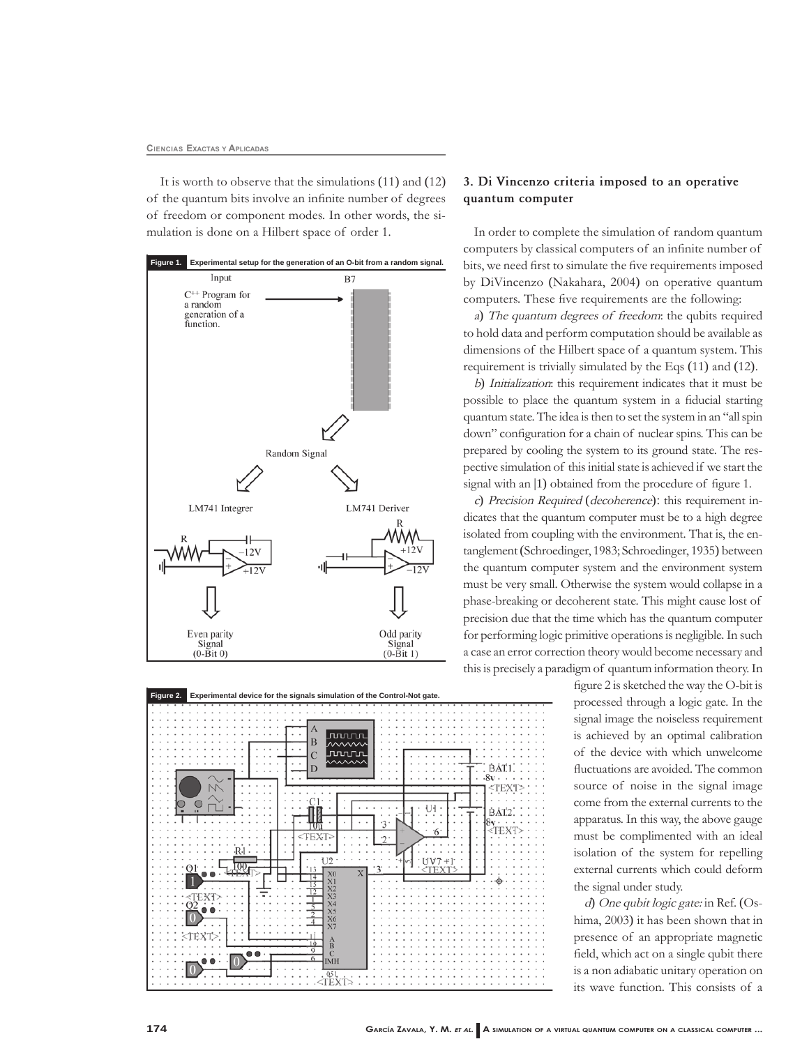It is worth to observe that the simulations (11) and (12) of the quantum bits involve an infinite number of degrees of freedom or component modes. In other words, the simulation is done on a Hilbert space of order 1.

**Figure 1.** Experimental setup for the generation of an O-bit from a random signal.

**Figure 2.** Experimental device for the signals simulation of the Control-Not gate.

## 3. Di Vincenzo criteria imposed to an operative quantum computer

In order to complete the simulation of random quantum computers by classical computers of an infinite number of bits, we need first to simulate the five requirements imposed by DiVincenzo (Nakahara, 2004) on operative quantum computers. These five requirements are the following:

*a*) *The quantum degrees of freedom*: the qubits required to hold data and perform computation should be available as dimensions of the Hilbert space of a quantum system. This requirement is trivially simulated by the Eqs (11) and (12).

*b*) *Initialization*: this requirement indicates that it must be possible to place the quantum system in a fiducial starting quantum state. The idea is then to set the system in an "all spin down" configuration for a chain of nuclear spins. This can be prepared by cooling the system to its ground state. The respective simulation of this initial state is achieved if we start the signal with an $|1\rangle$ obtained from the procedure of figure 1.

*c*) *Precision Required* (*decoherence*): this requirement indicates that the quantum computer must be to a high degree isolated from coupling with the environment. That is, the entanglement (Schroedinger, 1983; Schroedinger, 1935) between the quantum computer system and the environment system must be very small. Otherwise the system would collapse in a phase-breaking or decoherent state. This might cause lost of precision due that the time which has the quantum computer for performing logic primitive operations is negligible. In such a case an error correction theory would become necessary and this is precisely a paradigm of quantum information theory. In figure 2 is sketched the way the O-bit is processed through a logic gate. In the signal image the noiseless requirement is achieved by an optimal calibration of the device with which unwelcome fluctuations are avoided. The common source of noise in the signal image come from the external currents to the apparatus. In this way, the above gauge must be complimented with an ideal isolation of the system for repelling external currents which could deform the signal under study.

*d*) *One qubit logic gate:* in Ref. (Oshima, 2003) it has been shown that in presence of an appropriate magnetic field, which act on a single qubit there is a non adiabatic unitary operation on its wave function. This consists of a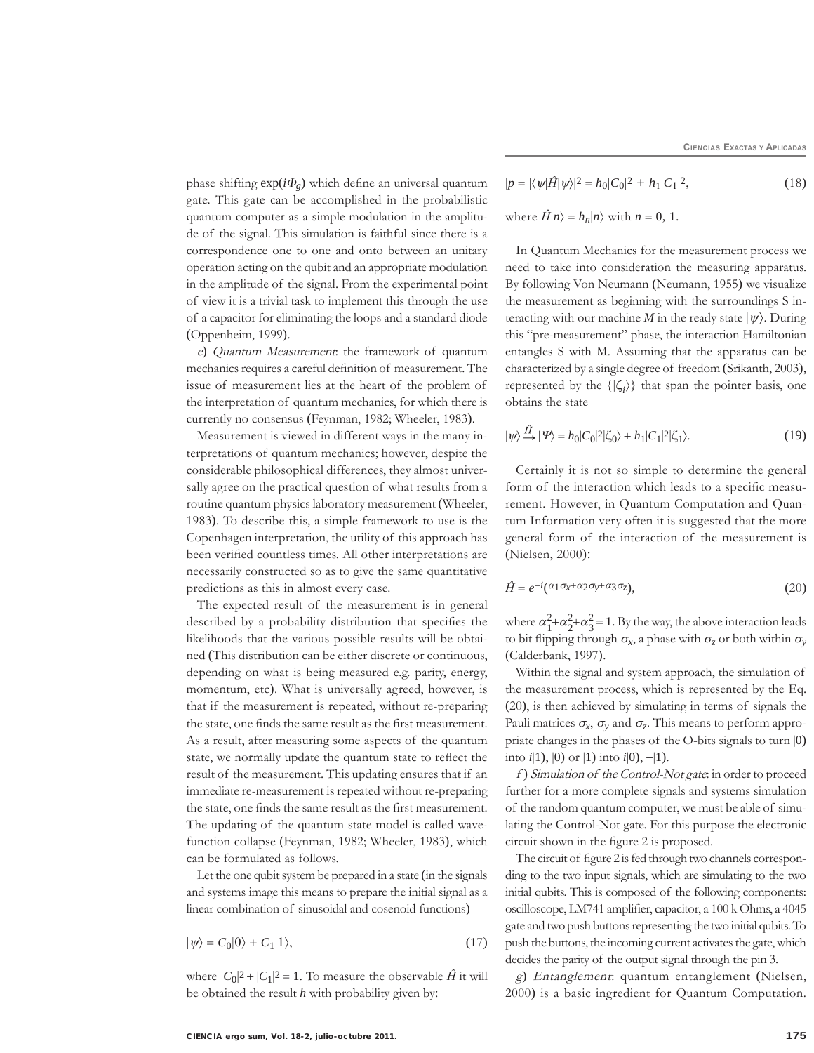phase shifting $\exp(i\Phi_g)$ which define an universal quantum gate. This gate can be accomplished in the probabilistic quantum computer as a simple modulation in the amplitude of the signal. This simulation is faithful since there is a correspondence one to one and onto between an unitary operation acting on the qubit and an appropriate modulation in the amplitude of the signal. From the experimental point of view it is a trivial task to implement this through the use of a capacitor for eliminating the loops and a standard diode (Oppenheim, 1999).

*e*) *Quantum Measurement*: the framework of quantum mechanics requires a careful definition of measurement. The issue of measurement lies at the heart of the problem of the interpretation of quantum mechanics, for which there is currently no consensus (Feynman, 1982; Wheeler, 1983).

Measurement is viewed in different ways in the many interpretations of quantum mechanics; however, despite the considerable philosophical differences, they almost universally agree on the practical question of what results from a routine quantum physics laboratory measurement (Wheeler, 1983). To describe this, a simple framework to use is the Copenhagen interpretation, the utility of this approach has been verified countless times. All other interpretations are necessarily constructed so as to give the same quantitative predictions as this in almost every case.

The expected result of the measurement is in general described by a probability distribution that specifies the likelihoods that the various possible results will be obtained (This distribution can be either discrete or continuous, depending on what is being measured e.g. parity, energy, momentum, etc). What is universally agreed, however, is that if the measurement is repeated, without re-preparing the state, one finds the same result as the first measurement. As a result, after measuring some aspects of the quantum state, we normally update the quantum state to reflect the result of the measurement. This updating ensures that if an immediate re-measurement is repeated without re-preparing the state, one finds the same result as the first measurement. The updating of the quantum state model is called wavefunction collapse (Feynman, 1982; Wheeler, 1983), which can be formulated as follows.

Let the one qubit system be prepared in a state (in the signals and systems image this means to prepare the initial signal as a linear combination of sinusoidal and cosenoid functions)

$$|\psi\rangle = C_0|0\rangle + C_1|1\rangle, \tag{17}$$

where $|C_0|^2 + |C_1|^2 = 1$. To measure the observable $\hat{H}$ it will be obtained the result $h$ with probability given by:

$$|p = |\langle\psi|\hat{H}|\psi\rangle|^2 = h_0|C_0|^2 + h_1|C_1|^2, \tag{18}$$

where $\hat{H}|n\rangle = h_n|n\rangle$ with $n = 0, 1$.

In Quantum Mechanics for the measurement process we need to take into consideration the measuring apparatus. By following Von Neumann (Neumann, 1955) we visualize the measurement as beginning with the surroundings S interacting with our machine $M$ in the ready state $|\psi\rangle$. During this "pre-measurement" phase, the interaction Hamiltonian entangles S with M. Assuming that the apparatus can be characterized by a single degree of freedom (Srikanth, 2003), represented by the $\{|\zeta_i\rangle\}$ that span the pointer basis, one obtains the state

$$|\psi\rangle \xrightarrow{\hat{H}} |\Psi\rangle = h_0|C_0|^2|\zeta_0\rangle + h_1|C_1|^2|\zeta_1\rangle. \tag{19}$$

Certainly it is not so simple to determine the general form of the interaction which leads to a specific measurement. However, in Quantum Computation and Quantum Information very often it is suggested that the more general form of the interaction of the measurement is (Nielsen, 2000):

$$\hat{H} = e^{-i(\alpha_1\sigma_x+\alpha_2\sigma_y+\alpha_3\sigma_z)}, \tag{20}$$

where $\alpha_1^2+\alpha_2^2+\alpha_3^2 = 1$. By the way, the above interaction leads to bit flipping through $\sigma_x$, a phase with $\sigma_z$ or both within $\sigma_y$ (Calderbank, 1997).

Within the signal and system approach, the simulation of the measurement process, which is represented by the Eq. (20), is then achieved by simulating in terms of signals the Pauli matrices $\sigma_x$, $\sigma_y$ and $\sigma_z$. This means to perform appropriate changes in the phases of the O-bits signals to turn $|0\rangle$ into $i|1\rangle$, $|0\rangle$ or $|1\rangle$ into $i|0\rangle$, $-|1\rangle$.

*f*) *Simulation of the Control-Not gate*: in order to proceed further for a more complete signals and systems simulation of the random quantum computer, we must be able of simulating the Control-Not gate. For this purpose the electronic circuit shown in the figure 2 is proposed.

The circuit of figure 2 is fed through two channels corresponding to the two input signals, which are simulating to the two initial qubits. This is composed of the following components: oscilloscope, LM741 amplifier, capacitor, a 100 k Ohms, a 4045 gate and two push buttons representing the two initial qubits. To push the buttons, the incoming current activates the gate, which decides the parity of the output signal through the pin 3.

*g*) *Entanglement*: quantum entanglement (Nielsen, 2000) is a basic ingredient for Quantum Computation.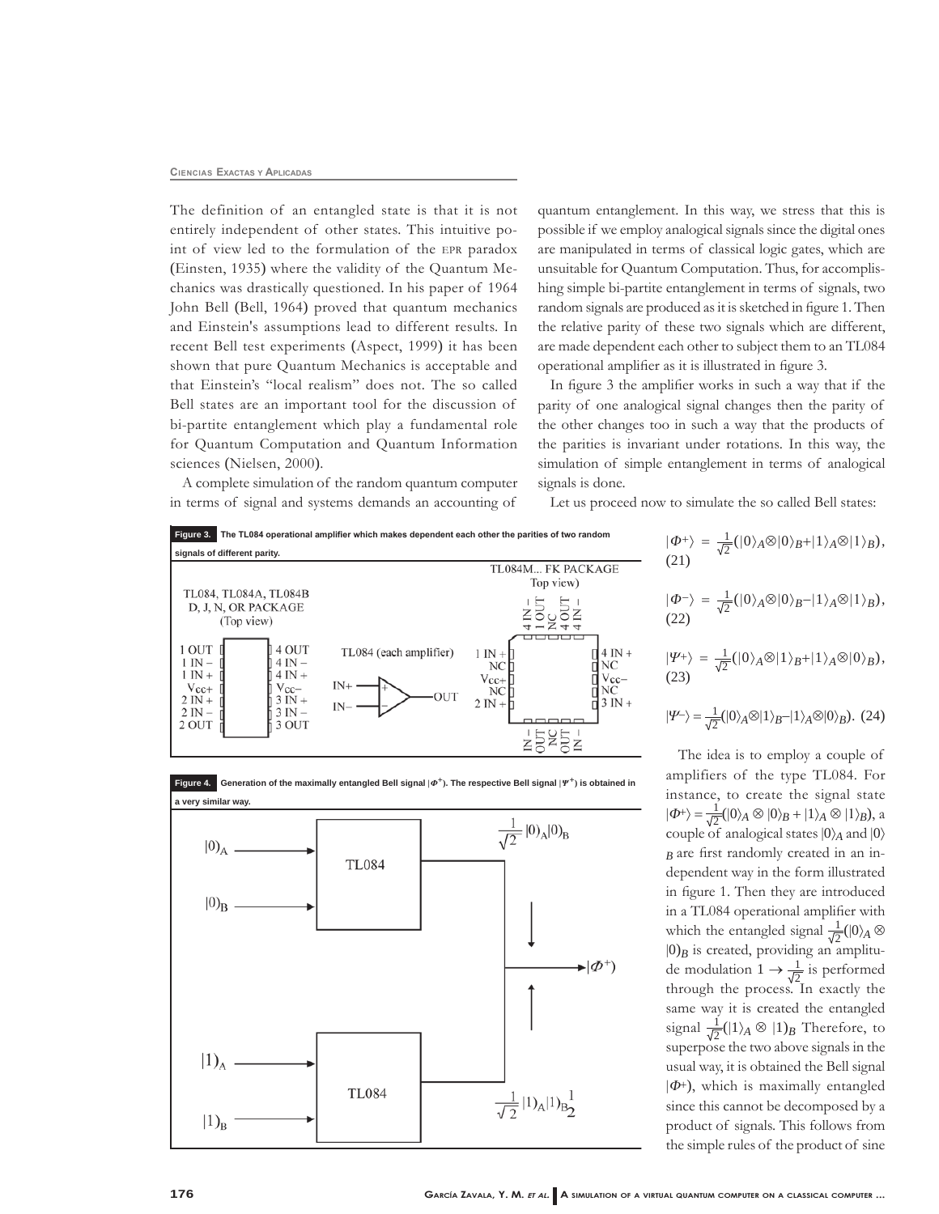The definition of an entangled state is that it is not entirely independent of other states. This intuitive point of view led to the formulation of the EPR paradox (Einsten, 1935) where the validity of the Quantum Mechanics was drastically questioned. In his paper of 1964 John Bell (Bell, 1964) proved that quantum mechanics and Einstein's assumptions lead to different results. In recent Bell test experiments (Aspect, 1999) it has been shown that pure Quantum Mechanics is acceptable and that Einstein's "local realism" does not. The so called Bell states are an important tool for the discussion of bi-partite entanglement which play a fundamental role for Quantum Computation and Quantum Information sciences (Nielsen, 2000).

A complete simulation of the random quantum computer in terms of signal and systems demands an accounting of quantum entanglement. In this way, we stress that this is possible if we employ analogical signals since the digital ones are manipulated in terms of classical logic gates, which are unsuitable for Quantum Computation. Thus, for accomplishing simple bi-partite entanglement in terms of signals, two random signals are produced as it is sketched in figure 1. Then the relative parity of these two signals which are different, are made dependent each other to subject them to an TL084 operational amplifier as it is illustrated in figure 3.

In figure 3 the amplifier works in such a way that if the parity of one analogical signal changes then the parity of the other changes too in such a way that the products of the parities is invariant under rotations. In this way, the simulation of simple entanglement in terms of analogical signals is done.

Let us proceed now to simulate the so called Bell states:

**Figure 3. The TL084 operational amplifier which makes dependent each other the parities of two random signals of different parity.**

**Figure 4. Generation of the maximally entangled Bell signal $|\Phi^+\rangle$. The respective Bell signal $|\Psi^+\rangle$ is obtained in a very similar way.**

$$|\Phi^+\rangle = \frac{1}{\sqrt{2}}(|0\rangle_A \otimes |0\rangle_B + |1\rangle_A \otimes |1\rangle_B), \quad (21)$$

$$|\Phi^-\rangle = \frac{1}{\sqrt{2}}(|0\rangle_A \otimes |0\rangle_B - |1\rangle_A \otimes |1\rangle_B), \quad (22)$$

$$|\Psi^+\rangle = \frac{1}{\sqrt{2}}(|0\rangle_A \otimes |1\rangle_B + |1\rangle_A \otimes |0\rangle_B), \quad (23)$$

$$|\Psi^-\rangle = \frac{1}{\sqrt{2}}(|0\rangle_A \otimes |1\rangle_B - |1\rangle_A \otimes |0\rangle_B). \quad (24)$$

The idea is to employ a couple of amplifiers of the type TL084. For instance, to create the signal state $|\Phi^+\rangle = \frac{1}{\sqrt{2}}(|0\rangle_A \otimes |0\rangle_B + |1\rangle_A \otimes |1\rangle_B)$, a couple of analogical states $|0\rangle_A$ and $|0\rangle_B$ are first randomly created in an independent way in the form illustrated in figure 1. Then they are introduced in a TL084 operational amplifier with which the entangled signal $\frac{1}{\sqrt{2}}(|0\rangle_A \otimes |0\rangle_B$ is created, providing an amplitude modulation $1 \rightarrow \frac{1}{\sqrt{2}}$ is performed through the process. In exactly the same way it is created the entangled signal $\frac{1}{\sqrt{2}}(|1\rangle_A \otimes |1\rangle_B$ Therefore, to superpose the two above signals in the usual way, it is obtained the Bell signal $|\Phi^+\rangle$, which is maximally entangled since this cannot be decomposed by a product of signals. This follows from the simple rules of the product of sine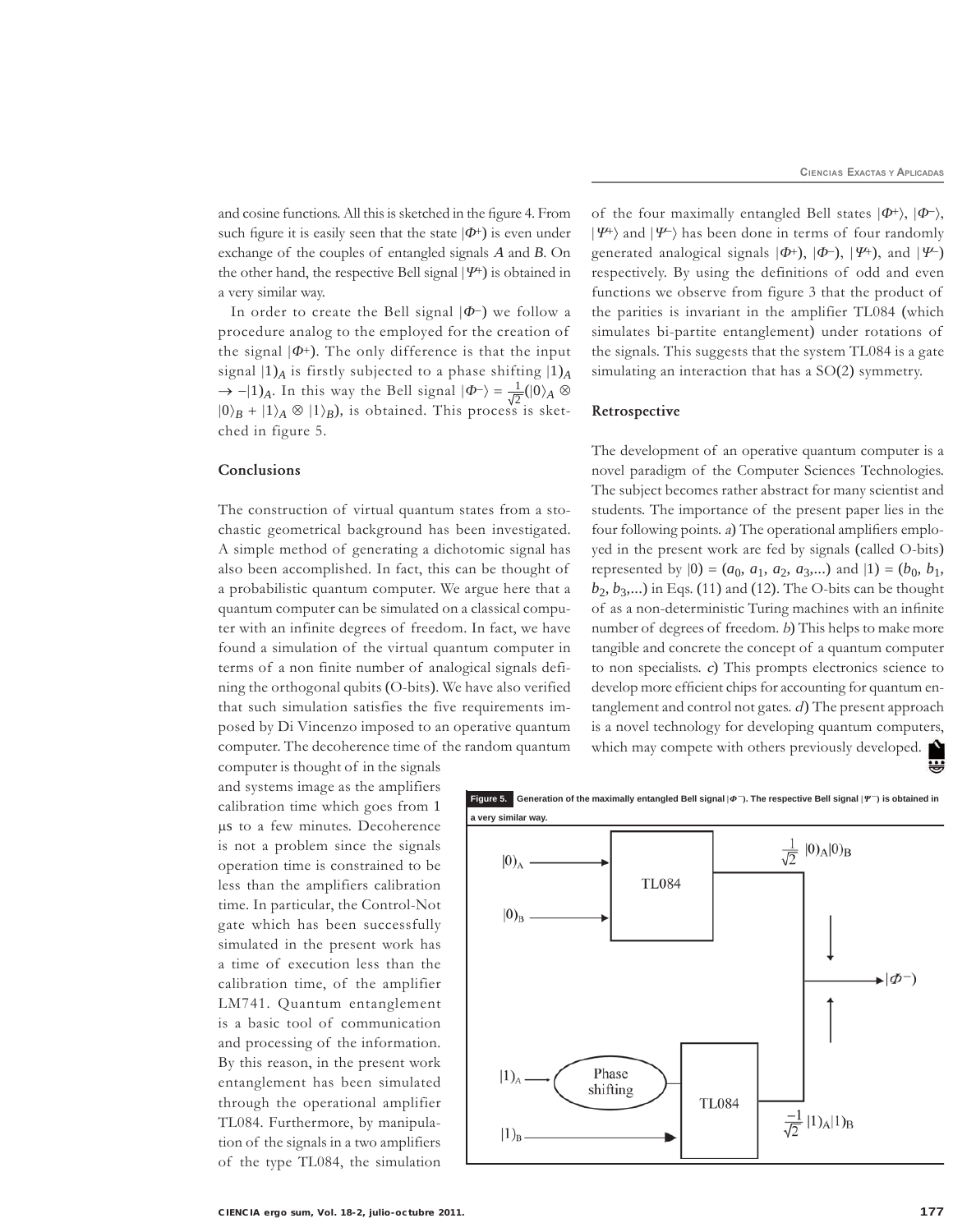and cosine functions. All this is sketched in the figure 4. From such figure it is easily seen that the state $|\Phi^{+})$ is even under exchange of the couples of entangled signals *A* and *B*. On the other hand, the respective Bell signal $|\Psi^{+})$ is obtained in a very similar way.

In order to create the Bell signal $|\Phi^{-})$ we follow a procedure analog to the employed for the creation of the signal $|\Phi^{+})$. The only difference is that the input signal $|1)_A$ is firstly subjected to a phase shifting $|1)_A \rightarrow -|1)_A$. In this way the Bell signal $|\Phi^{-}\rangle = \frac{1}{\sqrt{2}}(|0\rangle_A \otimes |0\rangle_B + |1\rangle_A \otimes |1\rangle_B)$, is obtained. This process is sketched in figure 5.

## Conclusions

The construction of virtual quantum states from a stochastic geometrical background has been investigated. A simple method of generating a dichotomic signal has also been accomplished. In fact, this can be thought of a probabilistic quantum computer. We argue here that a quantum computer can be simulated on a classical computer with an infinite degrees of freedom. In fact, we have found a simulation of the virtual quantum computer in terms of a non finite number of analogical signals defining the orthogonal qubits (O-bits). We have also verified that such simulation satisfies the five requirements imposed by Di Vincenzo imposed to an operative quantum computer. The decoherence time of the random quantum computer is thought of in the signals and systems image as the amplifiers calibration time which goes from 1 μs to a few minutes. Decoherence is not a problem since the signals operation time is constrained to be less than the amplifiers calibration time. In particular, the Control-Not gate which has been successfully simulated in the present work has a time of execution less than the calibration time, of the amplifier LM741. Quantum entanglement is a basic tool of communication and processing of the information. By this reason, in the present work entanglement has been simulated through the operational amplifier TL084. Furthermore, by manipulation of the signals in a two amplifiers of the type TL084, the simulation of the four maximally entangled Bell states $|\Phi^{+}\rangle$, $|\Phi^{-}\rangle$, $|\Psi^{+}\rangle$ and $|\Psi^{-}\rangle$ has been done in terms of four randomly generated analogical signals $|\Phi^{+})$, $|\Phi^{-})$, $|\Psi^{+})$, and $|\Psi^{-})$ respectively. By using the definitions of odd and even functions we observe from figure 3 that the product of the parities is invariant in the amplifier TL084 (which simulates bi-partite entanglement) under rotations of the signals. This suggests that the system TL084 is a gate simulating an interaction that has a SO(2) symmetry.

## Retrospective

The development of an operative quantum computer is a novel paradigm of the Computer Sciences Technologies. The subject becomes rather abstract for many scientist and students. The importance of the present paper lies in the four following points. *a*) The operational amplifiers employed in the present work are fed by signals (called O-bits) represented by $|0) = (a_0, a_1, a_2, a_3,...)$ and $|1) = (b_0, b_1, b_2, b_3,...)$ in Eqs. (11) and (12). The O-bits can be thought of as a non-deterministic Turing machines with an infinite number of degrees of freedom. *b*) This helps to make more tangible and concrete the concept of a quantum computer to non specialists. *c*) This prompts electronics science to develop more efficient chips for accounting for quantum entanglement and control not gates. *d*) The present approach is a novel technology for developing quantum computers, which may compete with others previously developed.

**Figure 5.** Generation of the maximally entangled Bell signal $|\Phi^{-})$. The respective Bell signal $|\Psi^{-})$ is obtained in a very similar way.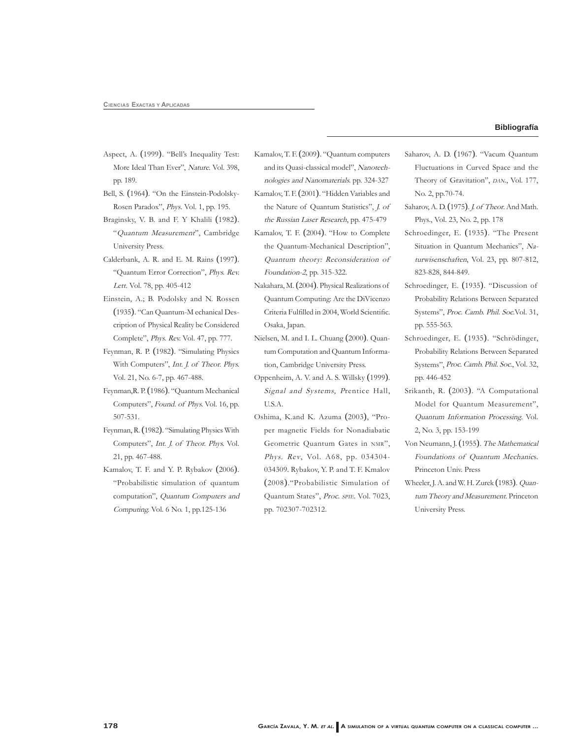## Bibliografía

Aspect, A. (1999). "Bell's Inequality Test: More Ideal Than Ever", *Nature*. Vol. 398, pp. 189.

Bell, S. (1964). "On the Einstein-Podolsky-Rosen Paradox", *Phys*. Vol. 1, pp. 195.

Braginsky, V. B. and F. Y Khalili (1982). "*Quantum Measurement*", Cambridge University Press.

Calderbank, A. R. and E. M. Rains (1997). "Quantum Error Correction", *Phys. Rev. Lett*. Vol. 78, pp. 405-412

Einstein, A.; B. Podolsky and N. Rossen (1935). "Can Quantum-M echanical Description of Physical Reality be Considered Complete", *Phys. Rev*. Vol. 47, pp. 777.

Feynman, R. P. (1982). "Simulating Physics With Computers", *Int. J. of Theor. Phys*. Vol. 21, No. 6-7, pp. 467-488.

Feynman,R. P. (1986). "Quantum Mechanical Computers", *Found. of Phys*. Vol. 16, pp. 507-531.

Feynman, R. (1982). "Simulating Physics With Computers", *Int. J. of Theor. Phys*. Vol. 21, pp. 467-488.

Kamalov, T. F. and Y. P. Rybakov (2006). "Probabilistic simulation of quantum computation", *Quantum Computers and Computing*. Vol. 6 No. 1, pp.125-136

Kamalov, T. F. (2009). "Quantum computers and its Quasi-classical model", *Nanotechnologies and Nanomaterials*. pp. 324-327

Kamalov, T. F. (2001). "Hidden Variables and the Nature of Quantum Statistics", *J. of the Russian Laser Research*, pp. 475-479

Kamalov, T. F. (2004). "How to Complete the Quantum-Mechanical Description", *Quantum theory: Reconsideration of Foundation-2*, pp. 315-322.

Nakahara, M. (2004). Physical Realizations of Quantum Computing: Are the DiVicenzo Criteria Fulfilled in 2004, World Scientific. Osaka, Japan.

Nielsen, M. and I. L. Chuang (2000). Quantum Computation and Quantum Information, Cambridge University Press.

Oppenheim, A. V. and A. S. Willsky (1999). *Signal and Systems,* Prentice Hall, U.S.A.

Oshima, K.and K. Azuma (2003), "Proper magnetic Fields for Nonadiabatic Geometric Quantum Gates in NMR", *Phys. Rev*, Vol. A68, pp. 034304-034309. Rybakov, Y. P. and T. F. Kmalov (2008)."Probabilistic Simulation of Quantum States", *Proc. SPIE*. Vol. 7023, pp. 702307-702312.

Saharov, A. D. (1967). "Vacum Quantum Fluctuations in Curved Space and the Theory of Gravitation", *DAN.*, Vol. 177, No. 2, pp.70-74.

Saharov, A. D. (1975). *J. of Theor*. And Math. Phys., Vol. 23, No. 2, pp. 178

Schroedinger, E. (1935). "The Present Situation in Quantum Mechanics", *Naturwisenschaften*, Vol. 23, pp. 807-812, 823-828, 844-849.

Schroedinger, E. (1935). "Discussion of Probability Relations Between Separated Systems", *Proc. Camb. Phil. Soc.*Vol. 31, pp. 555-563.

Schroedinger, E. (1935). "Schrödinger, Probability Relations Between Separated Systems", *Proc. Camb. Phil. Soc.*, Vol. 32, pp. 446-452

Srikanth, R. (2003). "A Computational Model for Quantum Measurement", *Quantum Information Processing*. Vol. 2, No. 3, pp. 153-199

Von Neumann, J. (1955). *The Mathematical Foundations of Quantum Mechanics*. Princeton Univ. Press

Wheeler, J. A. and W. H. Zurek (1983). *Quantum Theory and Measurement*. Princeton University Press.